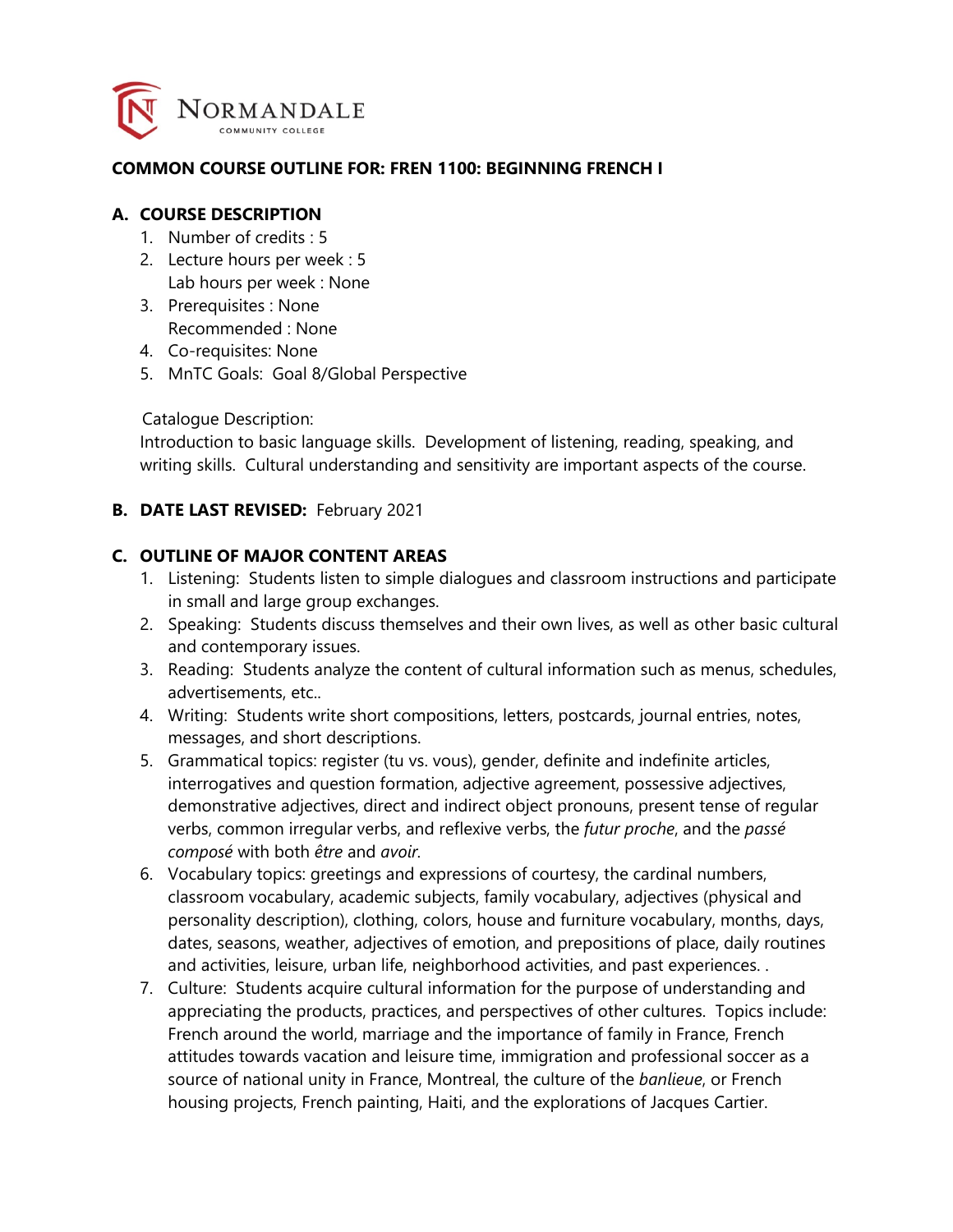Normandale Community College

**COMMON COURSE OUTLINE FOR: FREN 1100: BEGINNING FRENCH I**

## A. COURSE DESCRIPTION

1. Number of credits : 5
2. Lecture hours per week : 5
   Lab hours per week : None
3. Prerequisites : None
   Recommended : None
4. Co-requisites: None
5. MnTC Goals: Goal 8/Global Perspective

Catalogue Description:
Introduction to basic language skills. Development of listening, reading, speaking, and writing skills. Cultural understanding and sensitivity are important aspects of the course.

## B. DATE LAST REVISED: February 2021

## C. OUTLINE OF MAJOR CONTENT AREAS

1. Listening: Students listen to simple dialogues and classroom instructions and participate in small and large group exchanges.
2. Speaking: Students discuss themselves and their own lives, as well as other basic cultural and contemporary issues.
3. Reading: Students analyze the content of cultural information such as menus, schedules, advertisements, etc..
4. Writing: Students write short compositions, letters, postcards, journal entries, notes, messages, and short descriptions.
5. Grammatical topics: register (tu vs. vous), gender, definite and indefinite articles, interrogatives and question formation, adjective agreement, possessive adjectives, demonstrative adjectives, direct and indirect object pronouns, present tense of regular verbs, common irregular verbs, and reflexive verbs, the *futur proche*, and the *passé composé* with both *être* and *avoir*.
6. Vocabulary topics: greetings and expressions of courtesy, the cardinal numbers, classroom vocabulary, academic subjects, family vocabulary, adjectives (physical and personality description), clothing, colors, house and furniture vocabulary, months, days, dates, seasons, weather, adjectives of emotion, and prepositions of place, daily routines and activities, leisure, urban life, neighborhood activities, and past experiences. .
7. Culture: Students acquire cultural information for the purpose of understanding and appreciating the products, practices, and perspectives of other cultures. Topics include: French around the world, marriage and the importance of family in France, French attitudes towards vacation and leisure time, immigration and professional soccer as a source of national unity in France, Montreal, the culture of the *banlieue*, or French housing projects, French painting, Haiti, and the explorations of Jacques Cartier.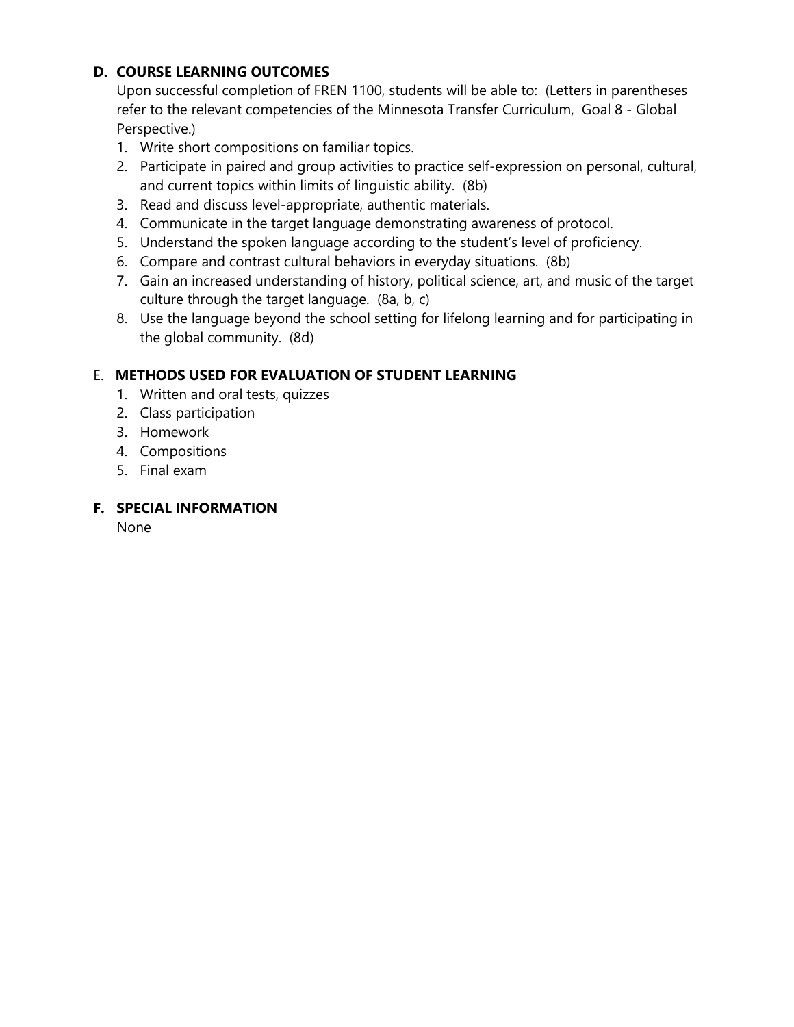## D. COURSE LEARNING OUTCOMES

Upon successful completion of FREN 1100, students will be able to: (Letters in parentheses refer to the relevant competencies of the Minnesota Transfer Curriculum, Goal 8 - Global Perspective.)

1. Write short compositions on familiar topics.
2. Participate in paired and group activities to practice self-expression on personal, cultural, and current topics within limits of linguistic ability. (8b)
3. Read and discuss level-appropriate, authentic materials.
4. Communicate in the target language demonstrating awareness of protocol.
5. Understand the spoken language according to the student's level of proficiency.
6. Compare and contrast cultural behaviors in everyday situations. (8b)
7. Gain an increased understanding of history, political science, art, and music of the target culture through the target language. (8a, b, c)
8. Use the language beyond the school setting for lifelong learning and for participating in the global community. (8d)

## E. METHODS USED FOR EVALUATION OF STUDENT LEARNING

1. Written and oral tests, quizzes
2. Class participation
3. Homework
4. Compositions
5. Final exam

## F. SPECIAL INFORMATION

None